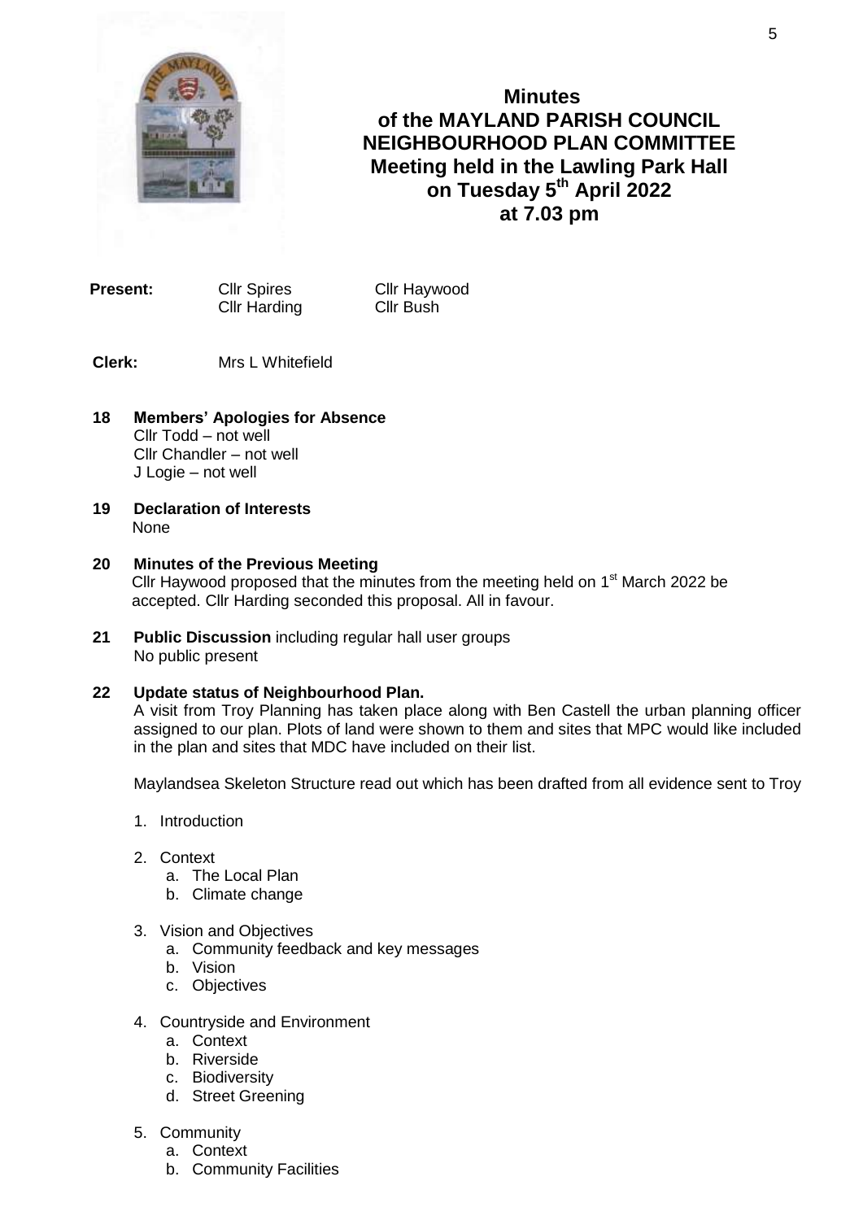# Minutes of the MAYLAND PARISH COUNCIL NEIGHBOURHOOD PLAN COMMITTEE Meeting held in the Lawling Park Hall on Tuesday 5th April 2022 at 7.03 pm

**Present:** Cllr Spires, Cllr Haywood, Cllr Harding, Cllr Bush

**Clerk:** Mrs L Whitefield

**18 Members' Apologies for Absence**

Cllr Todd – not well
Cllr Chandler – not well
J Logie – not well

**19 Declaration of Interests**

None

**20 Minutes of the Previous Meeting**

Cllr Haywood proposed that the minutes from the meeting held on 1st March 2022 be accepted. Cllr Harding seconded this proposal. All in favour.

**21 Public Discussion** including regular hall user groups

No public present

**22 Update status of Neighbourhood Plan.**

A visit from Troy Planning has taken place along with Ben Castell the urban planning officer assigned to our plan. Plots of land were shown to them and sites that MPC would like included in the plan and sites that MDC have included on their list.

Maylandsea Skeleton Structure read out which has been drafted from all evidence sent to Troy

1. Introduction
2. Context
   a. The Local Plan
   b. Climate change
3. Vision and Objectives
   a. Community feedback and key messages
   b. Vision
   c. Objectives
4. Countryside and Environment
   a. Context
   b. Riverside
   c. Biodiversity
   d. Street Greening
5. Community
   a. Context
   b. Community Facilities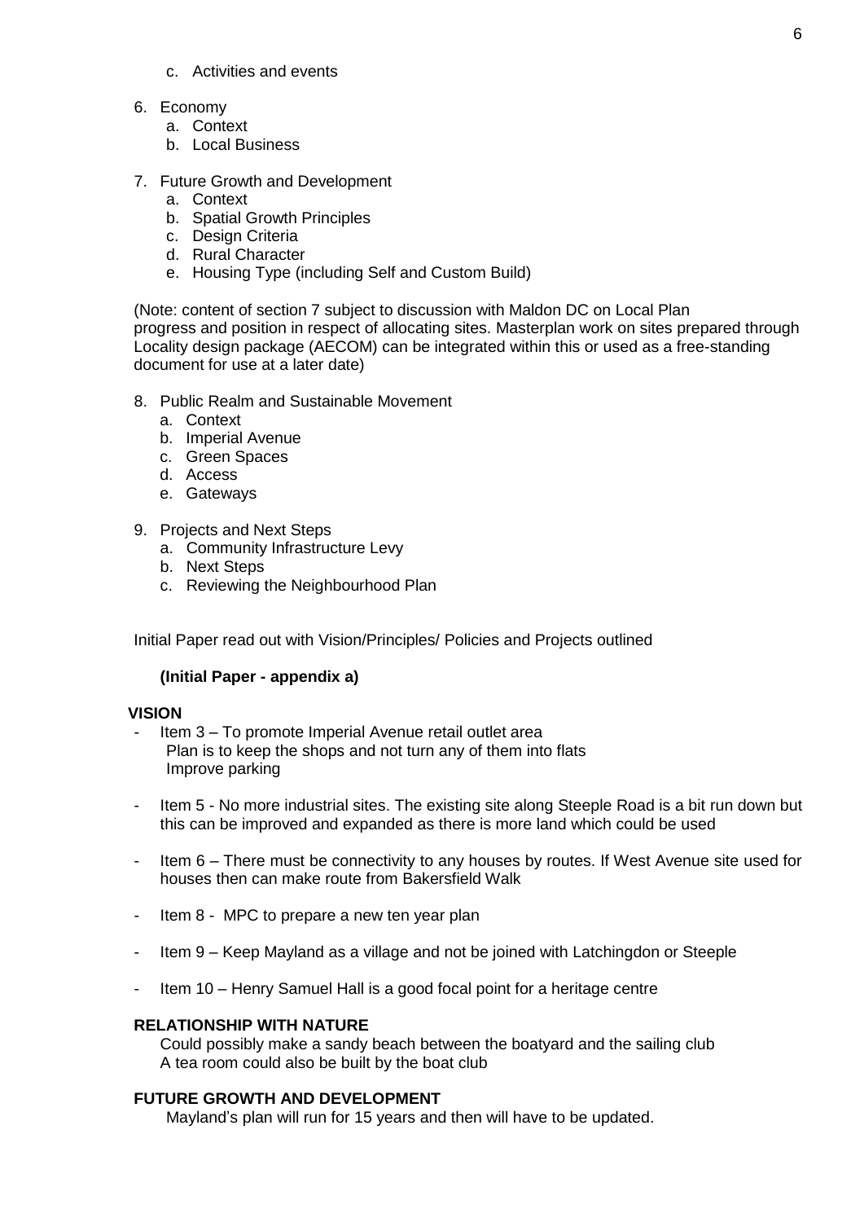c. Activities and events

6. Economy
   a. Context
   b. Local Business

7. Future Growth and Development
   a. Context
   b. Spatial Growth Principles
   c. Design Criteria
   d. Rural Character
   e. Housing Type (including Self and Custom Build)

(Note: content of section 7 subject to discussion with Maldon DC on Local Plan progress and position in respect of allocating sites. Masterplan work on sites prepared through Locality design package (AECOM) can be integrated within this or used as a free-standing document for use at a later date)

8. Public Realm and Sustainable Movement
   a. Context
   b. Imperial Avenue
   c. Green Spaces
   d. Access
   e. Gateways

9. Projects and Next Steps
   a. Community Infrastructure Levy
   b. Next Steps
   c. Reviewing the Neighbourhood Plan

Initial Paper read out with Vision/Principles/ Policies and Projects outlined

**(Initial Paper - appendix a)**

**VISION**

- Item 3 – To promote Imperial Avenue retail outlet area
  Plan is to keep the shops and not turn any of them into flats
  Improve parking

- Item 5 - No more industrial sites. The existing site along Steeple Road is a bit run down but this can be improved and expanded as there is more land which could be used

- Item 6 – There must be connectivity to any houses by routes. If West Avenue site used for houses then can make route from Bakersfield Walk

- Item 8 - MPC to prepare a new ten year plan

- Item 9 – Keep Mayland as a village and not be joined with Latchingdon or Steeple

- Item 10 – Henry Samuel Hall is a good focal point for a heritage centre

**RELATIONSHIP WITH NATURE**

Could possibly make a sandy beach between the boatyard and the sailing club
A tea room could also be built by the boat club

**FUTURE GROWTH AND DEVELOPMENT**

Mayland's plan will run for 15 years and then will have to be updated.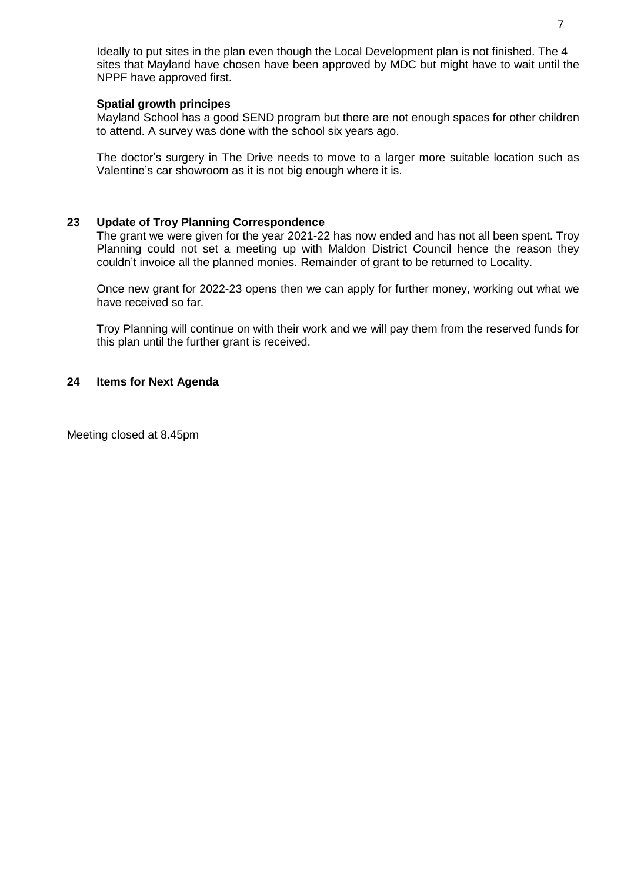Ideally to put sites in the plan even though the Local Development plan is not finished. The 4 sites that Mayland have chosen have been approved by MDC but might have to wait until the NPPF have approved first.

**Spatial growth principes**

Mayland School has a good SEND program but there are not enough spaces for other children to attend. A survey was done with the school six years ago.

The doctor's surgery in The Drive needs to move to a larger more suitable location such as Valentine's car showroom as it is not big enough where it is.

## 23 Update of Troy Planning Correspondence

The grant we were given for the year 2021-22 has now ended and has not all been spent. Troy Planning could not set a meeting up with Maldon District Council hence the reason they couldn't invoice all the planned monies. Remainder of grant to be returned to Locality.

Once new grant for 2022-23 opens then we can apply for further money, working out what we have received so far.

Troy Planning will continue on with their work and we will pay them from the reserved funds for this plan until the further grant is received.

## 24 Items for Next Agenda

Meeting closed at 8.45pm